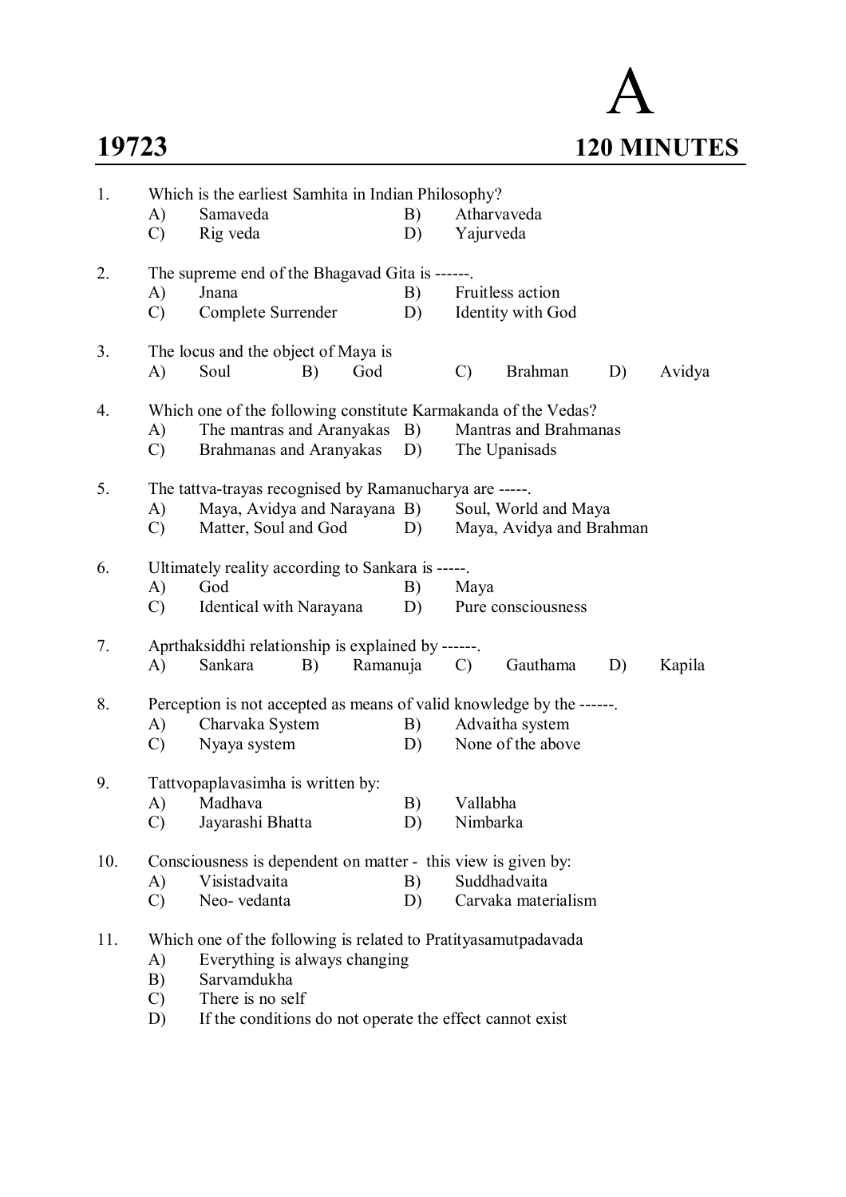# A

**19723** **120 MINUTES**

1. Which is the earliest Samhita in Indian Philosophy?
   - A) Samaveda
   - B) Atharvaveda
   - C) Rig veda
   - D) Yajurveda

2. The supreme end of the Bhagavad Gita is ------.
   - A) Jnana
   - B) Fruitless action
   - C) Complete Surrender
   - D) Identity with God

3. The locus and the object of Maya is
   - A) Soul
   - B) God
   - C) Brahman
   - D) Avidya

4. Which one of the following constitute Karmakanda of the Vedas?
   - A) The mantras and Aranyakas
   - B) Mantras and Brahmanas
   - C) Brahmanas and Aranyakas
   - D) The Upanisads

5. The tattva-trayas recognised by Ramanucharya are -----.
   - A) Maya, Avidya and Narayana
   - B) Soul, World and Maya
   - C) Matter, Soul and God
   - D) Maya, Avidya and Brahman

6. Ultimately reality according to Sankara is -----.
   - A) God
   - B) Maya
   - C) Identical with Narayana
   - D) Pure consciousness

7. Aprthaksiddhi relationship is explained by ------.
   - A) Sankara
   - B) Ramanuja
   - C) Gauthama
   - D) Kapila

8. Perception is not accepted as means of valid knowledge by the ------.
   - A) Charvaka System
   - B) Advaitha system
   - C) Nyaya system
   - D) None of the above

9. Tattvopaplavasimha is written by:
   - A) Madhava
   - B) Vallabha
   - C) Jayarashi Bhatta
   - D) Nimbarka

10. Consciousness is dependent on matter - this view is given by:
    - A) Visistadvaita
    - B) Suddhadvaita
    - C) Neo- vedanta
    - D) Carvaka materialism

11. Which one of the following is related to Pratityasamutpadavada
    - A) Everything is always changing
    - B) Sarvamdukha
    - C) There is no self
    - D) If the conditions do not operate the effect cannot exist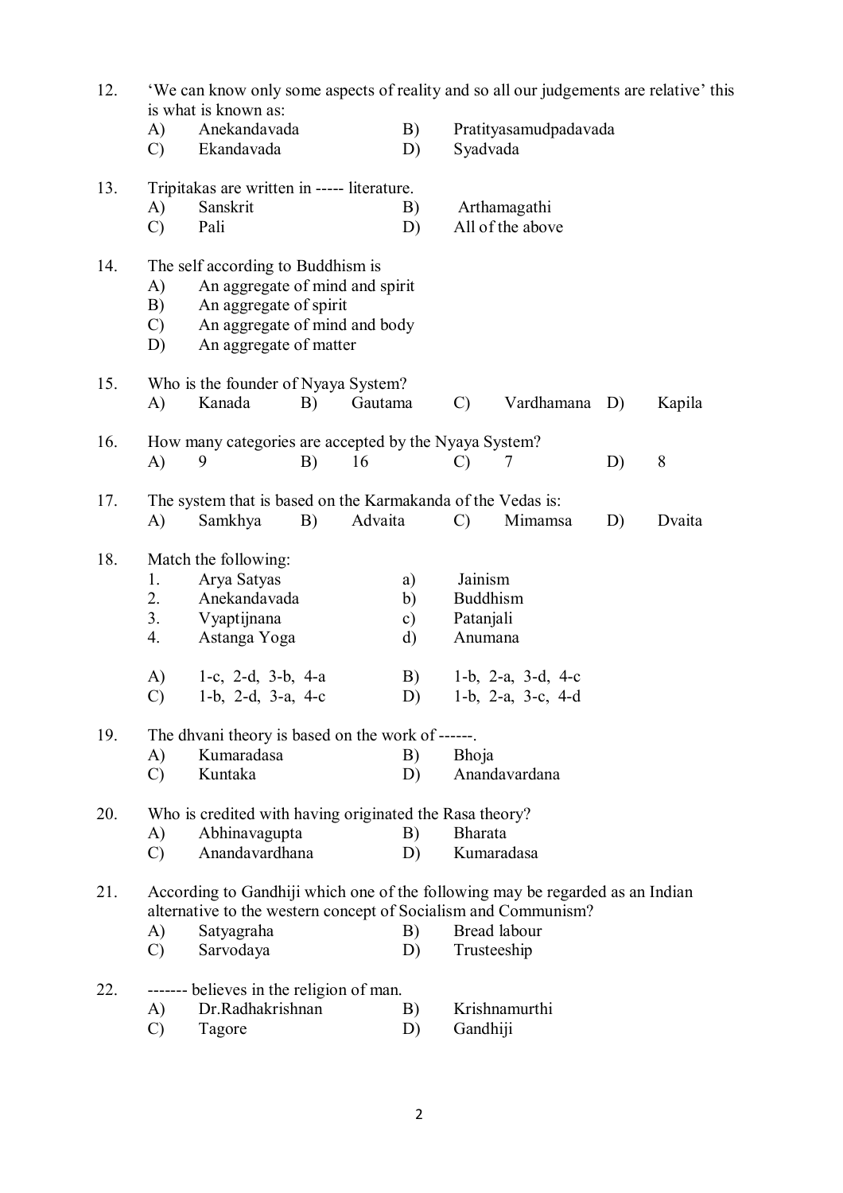12. 'We can know only some aspects of reality and so all our judgements are relative' this is what is known as:

    A) Anekandavada  B) Pratityasamudpadavada
    C) Ekandavada  D) Syadvada

13. Tripitakas are written in ----- literature.

    A) Sanskrit  B) Arthamagathi
    C) Pali  D) All of the above

14. The self according to Buddhism is

    A) An aggregate of mind and spirit
    B) An aggregate of spirit
    C) An aggregate of mind and body
    D) An aggregate of matter

15. Who is the founder of Nyaya System?

    A) Kanada  B) Gautama  C) Vardhamana  D) Kapila

16. How many categories are accepted by the Nyaya System?

    A) 9  B) 16  C) 7  D) 8

17. The system that is based on the Karmakanda of the Vedas is:

    A) Samkhya  B) Advaita  C) Mimamsa  D) Dvaita

18. Match the following:

    1. Arya Satyas  a) Jainism
    2. Anekandavada  b) Buddhism
    3. Vyaptijnana  c) Patanjali
    4. Astanga Yoga  d) Anumana

    A) 1-c, 2-d, 3-b, 4-a  B) 1-b, 2-a, 3-d, 4-c
    C) 1-b, 2-d, 3-a, 4-c  D) 1-b, 2-a, 3-c, 4-d

19. The dhvani theory is based on the work of ------.

    A) Kumaradasa  B) Bhoja
    C) Kuntaka  D) Anandavardana

20. Who is credited with having originated the Rasa theory?

    A) Abhinavagupta  B) Bharata
    C) Anandavardhana  D) Kumaradasa

21. According to Gandhiji which one of the following may be regarded as an Indian alternative to the western concept of Socialism and Communism?

    A) Satyagraha  B) Bread labour
    C) Sarvodaya  D) Trusteeship

22. ------- believes in the religion of man.

    A) Dr.Radhakrishnan  B) Krishnamurthi
    C) Tagore  D) Gandhiji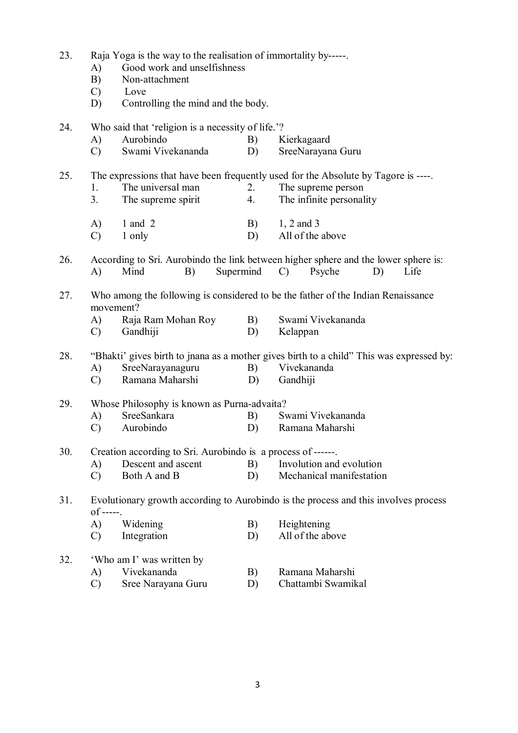23. Raja Yoga is the way to the realisation of immortality by-----.
    A) Good work and unselfishness
    B) Non-attachment
    C) Love
    D) Controlling the mind and the body.

24. Who said that 'religion is a necessity of life.'?
    A) Aurobindo B) Kierkagaard
    C) Swami Vivekananda D) SreeNarayana Guru

25. The expressions that have been frequently used for the Absolute by Tagore is ----.
    1. The universal man 2. The supreme person
    3. The supreme spirit 4. The infinite personality

    A) 1 and 2 B) 1, 2 and 3
    C) 1 only D) All of the above

26. According to Sri. Aurobindo the link between higher sphere and the lower sphere is:
    A) Mind B) Supermind C) Psyche D) Life

27. Who among the following is considered to be the father of the Indian Renaissance movement?
    A) Raja Ram Mohan Roy B) Swami Vivekananda
    C) Gandhiji D) Kelappan

28. "Bhakti' gives birth to jnana as a mother gives birth to a child" This was expressed by:
    A) SreeNarayanaguru B) Vivekananda
    C) Ramana Maharshi D) Gandhiji

29. Whose Philosophy is known as Purna-advaita?
    A) SreeSankara B) Swami Vivekananda
    C) Aurobindo D) Ramana Maharshi

30. Creation according to Sri. Aurobindo is a process of ------.
    A) Descent and ascent B) Involution and evolution
    C) Both A and B D) Mechanical manifestation

31. Evolutionary growth according to Aurobindo is the process and this involves process of -----.
    A) Widening B) Heightening
    C) Integration D) All of the above

32. 'Who am I' was written by
    A) Vivekananda B) Ramana Maharshi
    C) Sree Narayana Guru D) Chattambi Swamikal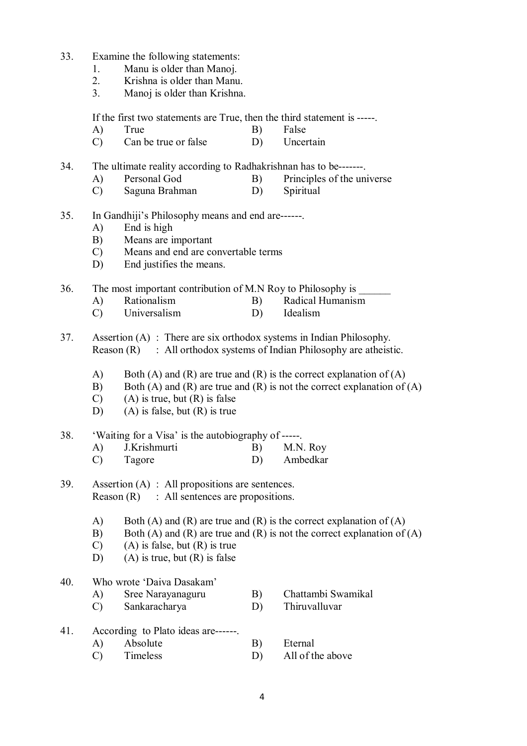33. Examine the following statements:
    1. Manu is older than Manoj.
    2. Krishna is older than Manu.
    3. Manoj is older than Krishna.

    If the first two statements are True, then the third statement is -----.

    A) True B) False
    C) Can be true or false D) Uncertain

34. The ultimate reality according to Radhakrishnan has to be-------.

    A) Personal God B) Principles of the universe
    C) Saguna Brahman D) Spiritual

35. In Gandhiji's Philosophy means and end are------.

    A) End is high
    B) Means are important
    C) Means and end are convertable terms
    D) End justifies the means.

36. The most important contribution of M.N Roy to Philosophy is ______

    A) Rationalism B) Radical Humanism
    C) Universalism D) Idealism

37. Assertion (A) : There are six orthodox systems in Indian Philosophy.
    Reason (R) : All orthodox systems of Indian Philosophy are atheistic.

    A) Both (A) and (R) are true and (R) is the correct explanation of (A)
    B) Both (A) and (R) are true and (R) is not the correct explanation of (A)
    C) (A) is true, but (R) is false
    D) (A) is false, but (R) is true

38. 'Waiting for a Visa' is the autobiography of -----.

    A) J.Krishmurti B) M.N. Roy
    C) Tagore D) Ambedkar

39. Assertion (A) : All propositions are sentences.
    Reason (R) : All sentences are propositions.

    A) Both (A) and (R) are true and (R) is the correct explanation of (A)
    B) Both (A) and (R) are true and (R) is not the correct explanation of (A)
    C) (A) is false, but (R) is true
    D) (A) is true, but (R) is false

40. Who wrote 'Daiva Dasakam'

    A) Sree Narayanaguru B) Chattambi Swamikal
    C) Sankaracharya D) Thiruvalluvar

41. According to Plato ideas are------.

    A) Absolute B) Eternal
    C) Timeless D) All of the above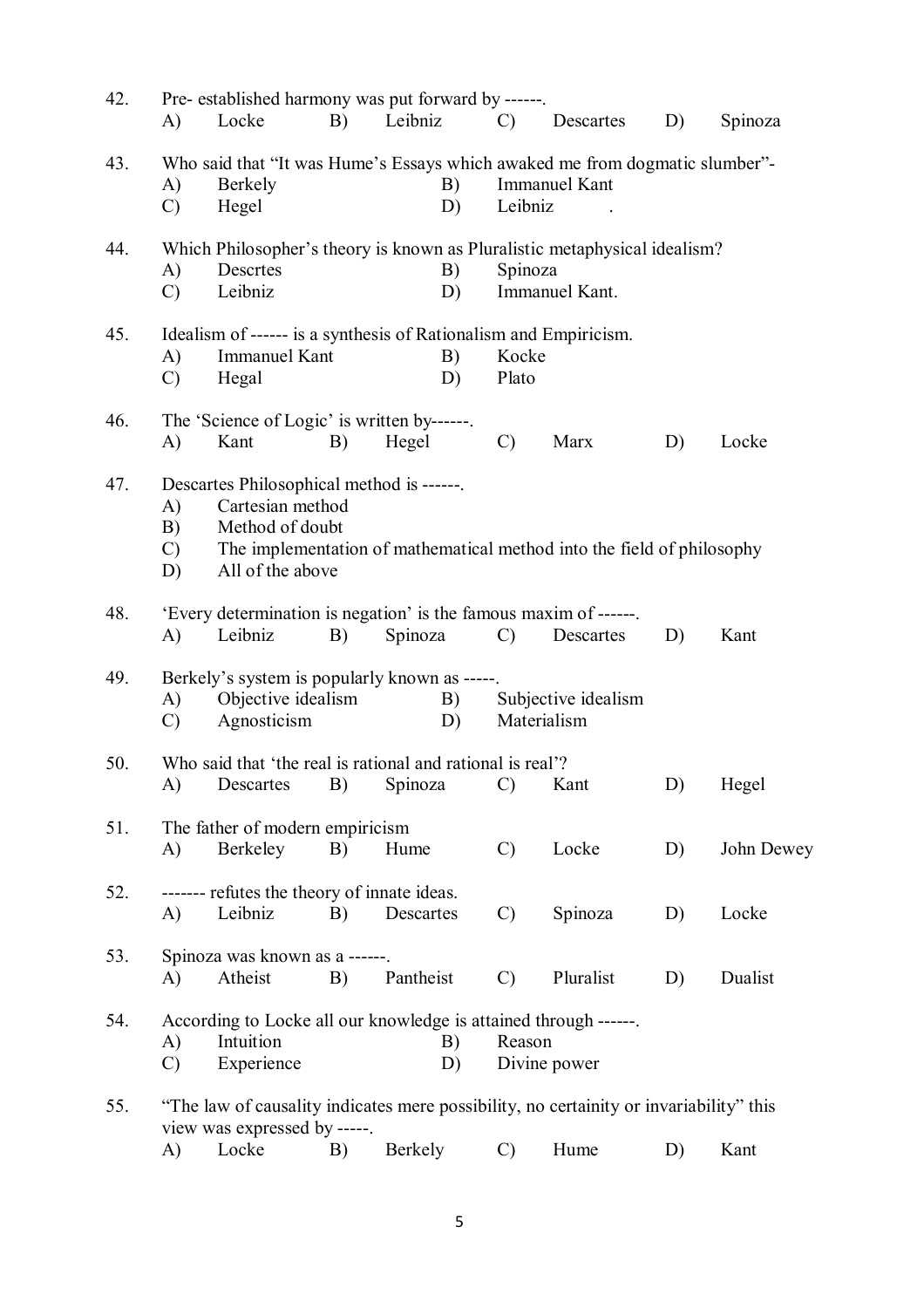42. Pre- established harmony was put forward by ------.
A) Locke B) Leibniz C) Descartes D) Spinoza

43. Who said that "It was Hume's Essays which awaked me from dogmatic slumber"-
A) Berkely B) Immanuel Kant
C) Hegel D) Leibniz .

44. Which Philosopher's theory is known as Pluralistic metaphysical idealism?
A) Descrtes B) Spinoza
C) Leibniz D) Immanuel Kant.

45. Idealism of ------ is a synthesis of Rationalism and Empiricism.
A) Immanuel Kant B) Kocke
C) Hegal D) Plato

46. The 'Science of Logic' is written by------.
A) Kant B) Hegel C) Marx D) Locke

47. Descartes Philosophical method is ------.
A) Cartesian method
B) Method of doubt
C) The implementation of mathematical method into the field of philosophy
D) All of the above

48. 'Every determination is negation' is the famous maxim of ------.
A) Leibniz B) Spinoza C) Descartes D) Kant

49. Berkely's system is popularly known as -----.
A) Objective idealism B) Subjective idealism
C) Agnosticism D) Materialism

50. Who said that 'the real is rational and rational is real'?
A) Descartes B) Spinoza C) Kant D) Hegel

51. The father of modern empiricism
A) Berkeley B) Hume C) Locke D) John Dewey

52. ------- refutes the theory of innate ideas.
A) Leibniz B) Descartes C) Spinoza D) Locke

53. Spinoza was known as a ------.
A) Atheist B) Pantheist C) Pluralist D) Dualist

54. According to Locke all our knowledge is attained through ------.
A) Intuition B) Reason
C) Experience D) Divine power

55. "The law of causality indicates mere possibility, no certainity or invariability" this view was expressed by -----.
A) Locke B) Berkely C) Hume D) Kant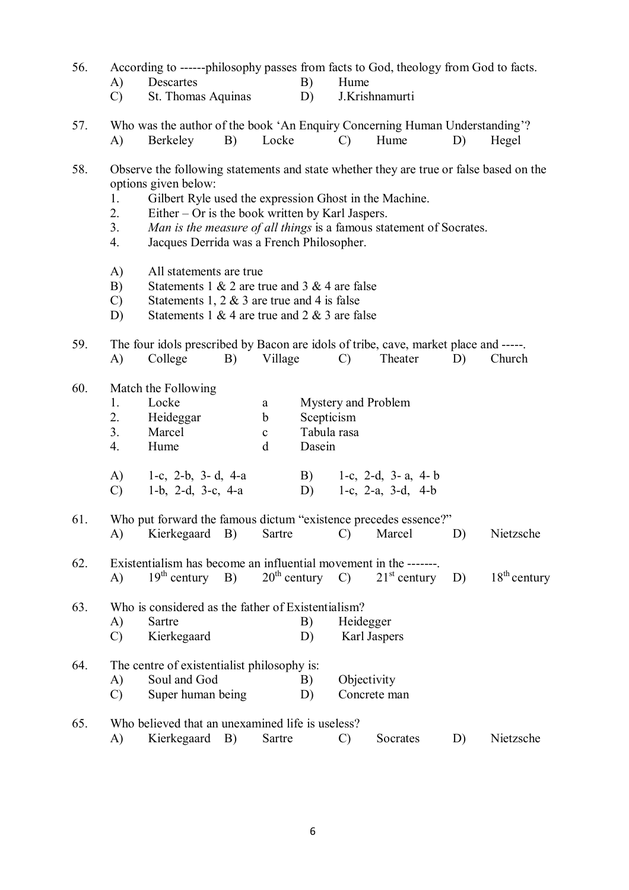56. According to ------philosophy passes from facts to God, theology from God to facts.
    - A) Descartes
    - B) Hume
    - C) St. Thomas Aquinas
    - D) J.Krishnamurti

57. Who was the author of the book 'An Enquiry Concerning Human Understanding'?
    - A) Berkeley
    - B) Locke
    - C) Hume
    - D) Hegel

58. Observe the following statements and state whether they are true or false based on the options given below:
    1. Gilbert Ryle used the expression Ghost in the Machine.
    2. Either – Or is the book written by Karl Jaspers.
    3. *Man is the measure of all things* is a famous statement of Socrates.
    4. Jacques Derrida was a French Philosopher.

    - A) All statements are true
    - B) Statements 1 & 2 are true and 3 & 4 are false
    - C) Statements 1, 2 & 3 are true and 4 is false
    - D) Statements 1 & 4 are true and 2 & 3 are false

59. The four idols prescribed by Bacon are idols of tribe, cave, market place and -----.
    - A) College
    - B) Village
    - C) Theater
    - D) Church

60. Match the Following

    | | | | |
    |---|---|---|---|
    | 1. | Locke | a | Mystery and Problem |
    | 2. | Heideggar | b | Scepticism |
    | 3. | Marcel | c | Tabula rasa |
    | 4. | Hume | d | Dasein |

    - A) 1-c, 2-b, 3- d, 4-a
    - B) 1-c, 2-d, 3- a, 4- b
    - C) 1-b, 2-d, 3-c, 4-a
    - D) 1-c, 2-a, 3-d, 4-b

61. Who put forward the famous dictum "existence precedes essence?"
    - A) Kierkegaard
    - B) Sartre
    - C) Marcel
    - D) Nietzsche

62. Existentialism has become an influential movement in the -------.
    - A) 19th century
    - B) 20th century
    - C) 21st century
    - D) 18th century

63. Who is considered as the father of Existentialism?
    - A) Sartre
    - B) Heidegger
    - C) Kierkegaard
    - D) Karl Jaspers

64. The centre of existentialist philosophy is:
    - A) Soul and God
    - B) Objectivity
    - C) Super human being
    - D) Concrete man

65. Who believed that an unexamined life is useless?
    - A) Kierkegaard
    - B) Sartre
    - C) Socrates
    - D) Nietzsche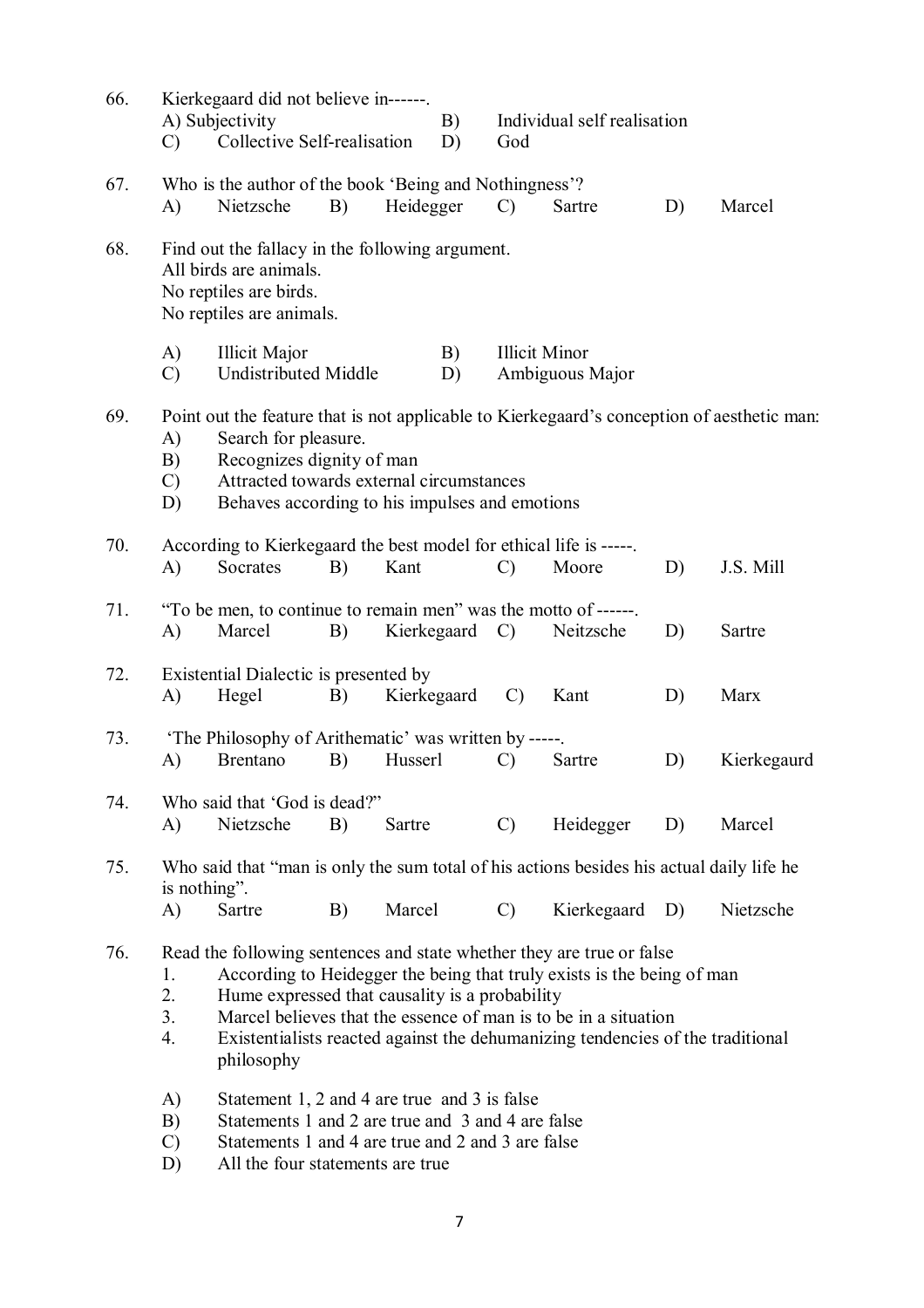66. Kierkegaard did not believe in------.

A) Subjectivity B) Individual self realisation
C) Collective Self-realisation D) God

67. Who is the author of the book 'Being and Nothingness'?

A) Nietzsche B) Heidegger C) Sartre D) Marcel

68. Find out the fallacy in the following argument.
All birds are animals.
No reptiles are birds.
No reptiles are animals.

A) Illicit Major B) Illicit Minor
C) Undistributed Middle D) Ambiguous Major

69. Point out the feature that is not applicable to Kierkegaard's conception of aesthetic man:

A) Search for pleasure.
B) Recognizes dignity of man
C) Attracted towards external circumstances
D) Behaves according to his impulses and emotions

70. According to Kierkegaard the best model for ethical life is -----.

A) Socrates B) Kant C) Moore D) J.S. Mill

71. "To be men, to continue to remain men" was the motto of ------.

A) Marcel B) Kierkegaard C) Neitzsche D) Sartre

72. Existential Dialectic is presented by

A) Hegel B) Kierkegaard C) Kant D) Marx

73. 'The Philosophy of Arithematic' was written by -----.

A) Brentano B) Husserl C) Sartre D) Kierkegaurd

74. Who said that 'God is dead?"

A) Nietzsche B) Sartre C) Heidegger D) Marcel

75. Who said that "man is only the sum total of his actions besides his actual daily life he is nothing".

A) Sartre B) Marcel C) Kierkegaard D) Nietzsche

76. Read the following sentences and state whether they are true or false

1. According to Heidegger the being that truly exists is the being of man
2. Hume expressed that causality is a probability
3. Marcel believes that the essence of man is to be in a situation
4. Existentialists reacted against the dehumanizing tendencies of the traditional philosophy

A) Statement 1, 2 and 4 are true and 3 is false
B) Statements 1 and 2 are true and 3 and 4 are false
C) Statements 1 and 4 are true and 2 and 3 are false
D) All the four statements are true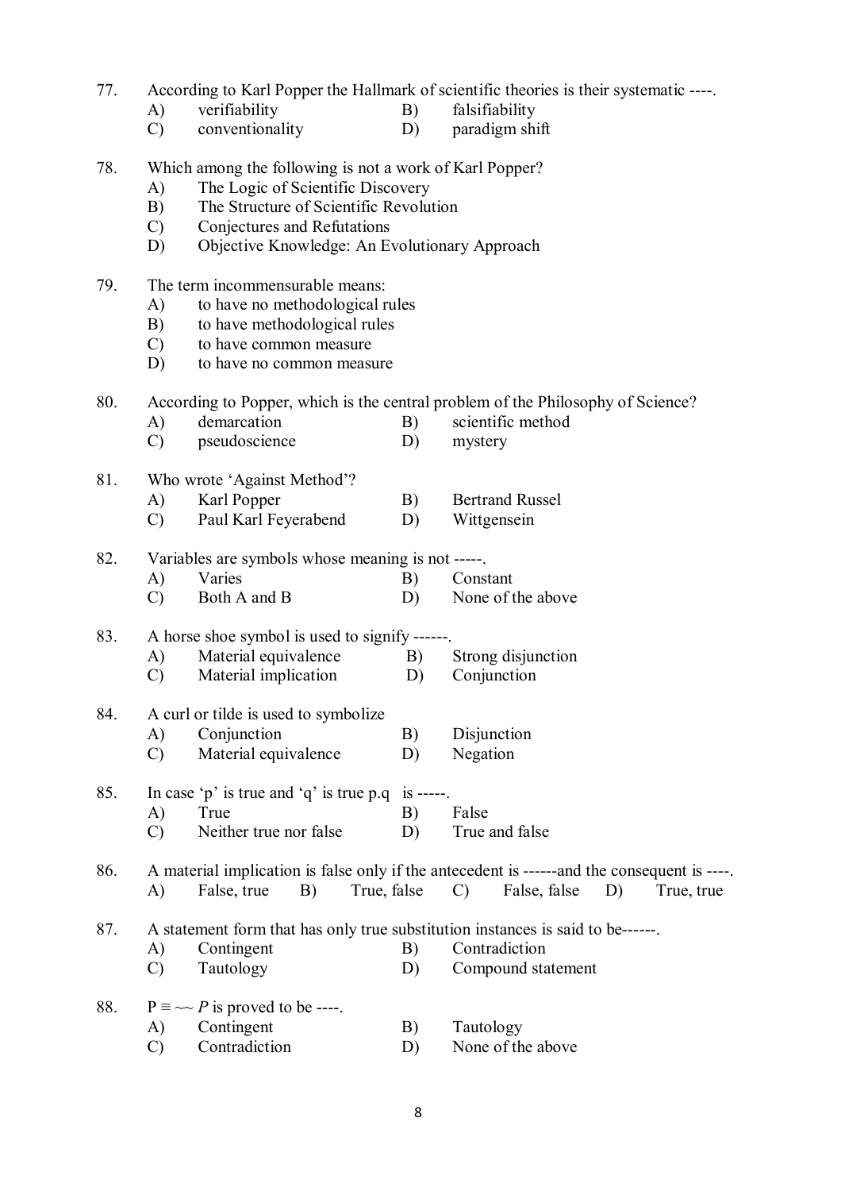77. According to Karl Popper the Hallmark of scientific theories is their systematic ----.
   A) verifiability  B) falsifiability
   C) conventionality  D) paradigm shift

78. Which among the following is not a work of Karl Popper?
   A) The Logic of Scientific Discovery
   B) The Structure of Scientific Revolution
   C) Conjectures and Refutations
   D) Objective Knowledge: An Evolutionary Approach

79. The term incommensurable means:
   A) to have no methodological rules
   B) to have methodological rules
   C) to have common measure
   D) to have no common measure

80. According to Popper, which is the central problem of the Philosophy of Science?
   A) demarcation  B) scientific method
   C) pseudoscience  D) mystery

81. Who wrote 'Against Method'?
   A) Karl Popper  B) Bertrand Russel
   C) Paul Karl Feyerabend  D) Wittgensein

82. Variables are symbols whose meaning is not -----.
   A) Varies  B) Constant
   C) Both A and B  D) None of the above

83. A horse shoe symbol is used to signify ------.
   A) Material equivalence  B) Strong disjunction
   C) Material implication  D) Conjunction

84. A curl or tilde is used to symbolize
   A) Conjunction  B) Disjunction
   C) Material equivalence  D) Negation

85. In case 'p' is true and 'q' is true p.q is -----.
   A) True  B) False
   C) Neither true nor false  D) True and false

86. A material implication is false only if the antecedent is ------and the consequent is ----.
   A) False, true  B) True, false  C) False, false  D) True, true

87. A statement form that has only true substitution instances is said to be------.
   A) Contingent  B) Contradiction
   C) Tautology  D) Compound statement

88. $P \equiv \sim\sim P$ is proved to be ----.
   A) Contingent  B) Tautology
   C) Contradiction  D) None of the above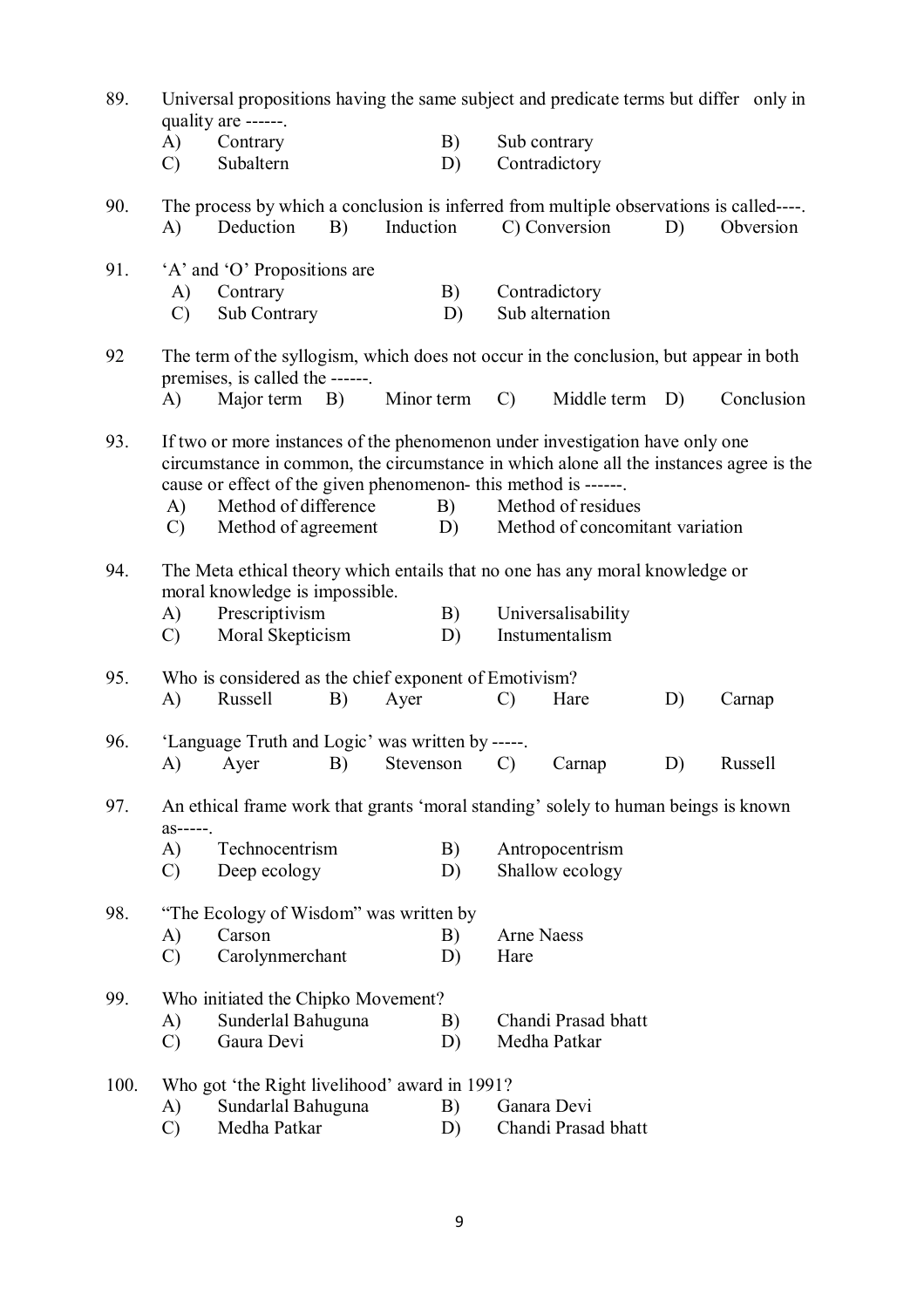89. Universal propositions having the same subject and predicate terms but differ only in quality are ------.

A) Contrary
B) Sub contrary
C) Subaltern
D) Contradictory

90. The process by which a conclusion is inferred from multiple observations is called----.

A) Deduction
B) Induction
C) Conversion
D) Obversion

91. 'A' and 'O' Propositions are

A) Contrary
B) Contradictory
C) Sub Contrary
D) Sub alternation

92 The term of the syllogism, which does not occur in the conclusion, but appear in both premises, is called the ------.

A) Major term
B) Minor term
C) Middle term
D) Conclusion

93. If two or more instances of the phenomenon under investigation have only one circumstance in common, the circumstance in which alone all the instances agree is the cause or effect of the given phenomenon- this method is ------.

A) Method of difference
B) Method of residues
C) Method of agreement
D) Method of concomitant variation

94. The Meta ethical theory which entails that no one has any moral knowledge or moral knowledge is impossible.

A) Prescriptivism
B) Universalisability
C) Moral Skepticism
D) Instumentalism

95. Who is considered as the chief exponent of Emotivism?

A) Russell
B) Ayer
C) Hare
D) Carnap

96. 'Language Truth and Logic' was written by -----.

A) Ayer
B) Stevenson
C) Carnap
D) Russell

97. An ethical frame work that grants 'moral standing' solely to human beings is known as-----.

A) Technocentrism
B) Antropocentrism
C) Deep ecology
D) Shallow ecology

98. "The Ecology of Wisdom" was written by

A) Carson
B) Arne Naess
C) Carolynmerchant
D) Hare

99. Who initiated the Chipko Movement?

A) Sunderlal Bahuguna
B) Chandi Prasad bhatt
C) Gaura Devi
D) Medha Patkar

100. Who got 'the Right livelihood' award in 1991?

A) Sundarlal Bahuguna
B) Ganara Devi
C) Medha Patkar
D) Chandi Prasad bhatt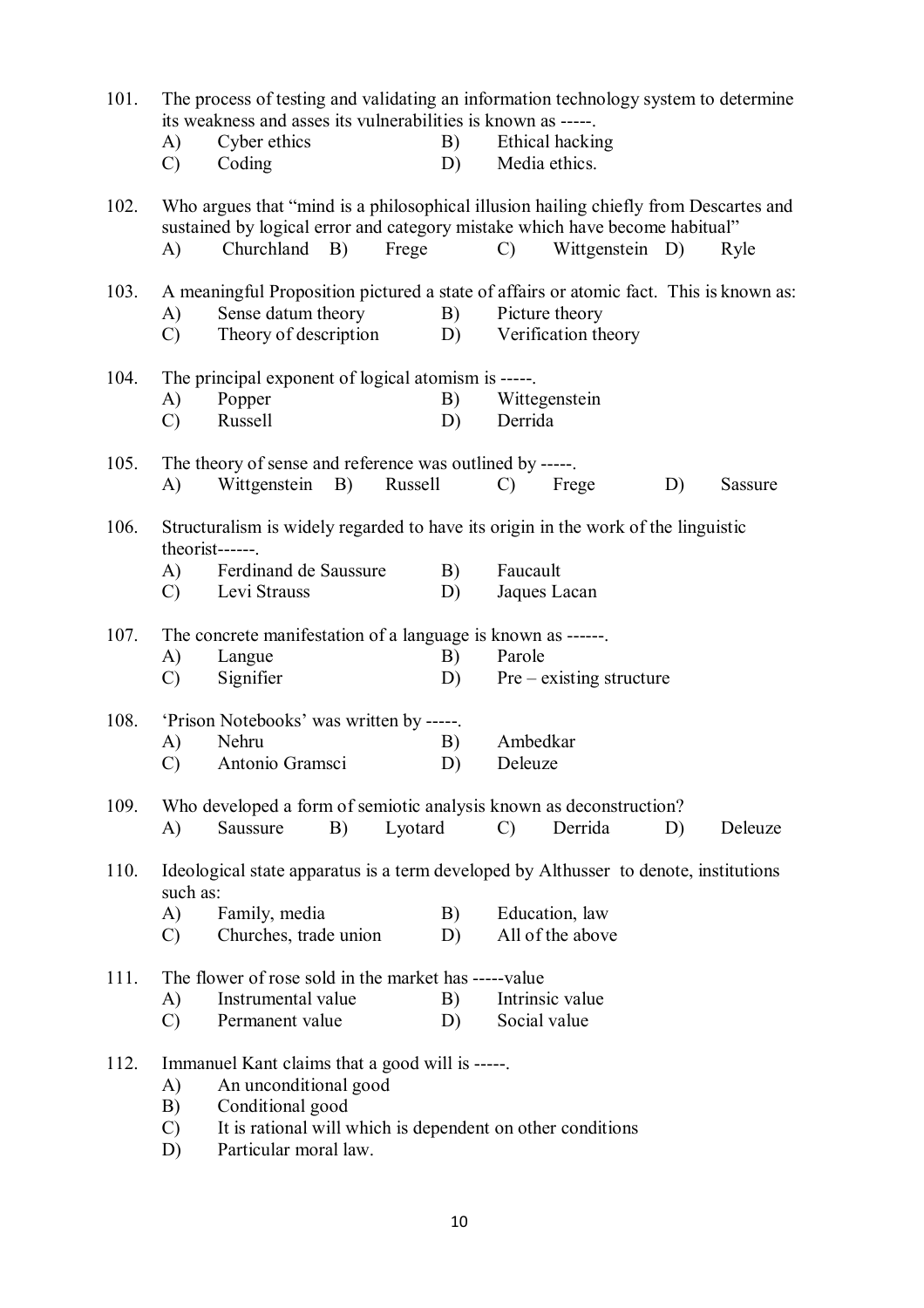101. The process of testing and validating an information technology system to determine its weakness and asses its vulnerabilities is known as -----.
   A) Cyber ethics  B) Ethical hacking
   C) Coding  D) Media ethics.

102. Who argues that "mind is a philosophical illusion hailing chiefly from Descartes and sustained by logical error and category mistake which have become habitual"
   A) Churchland  B) Frege  C) Wittgenstein  D) Ryle

103. A meaningful Proposition pictured a state of affairs or atomic fact. This is known as:
   A) Sense datum theory  B) Picture theory
   C) Theory of description  D) Verification theory

104. The principal exponent of logical atomism is -----.
   A) Popper  B) Wittegenstein
   C) Russell  D) Derrida

105. The theory of sense and reference was outlined by -----.
   A) Wittgenstein  B) Russell  C) Frege  D) Sassure

106. Structuralism is widely regarded to have its origin in the work of the linguistic theorist------.
   A) Ferdinand de Saussure  B) Faucault
   C) Levi Strauss  D) Jaques Lacan

107. The concrete manifestation of a language is known as ------.
   A) Langue  B) Parole
   C) Signifier  D) Pre – existing structure

108. 'Prison Notebooks' was written by -----.
   A) Nehru  B) Ambedkar
   C) Antonio Gramsci  D) Deleuze

109. Who developed a form of semiotic analysis known as deconstruction?
   A) Saussure  B) Lyotard  C) Derrida  D) Deleuze

110. Ideological state apparatus is a term developed by Althusser to denote, institutions such as:
   A) Family, media  B) Education, law
   C) Churches, trade union  D) All of the above

111. The flower of rose sold in the market has -----value
   A) Instrumental value  B) Intrinsic value
   C) Permanent value  D) Social value

112. Immanuel Kant claims that a good will is -----.
   A) An unconditional good
   B) Conditional good
   C) It is rational will which is dependent on other conditions
   D) Particular moral law.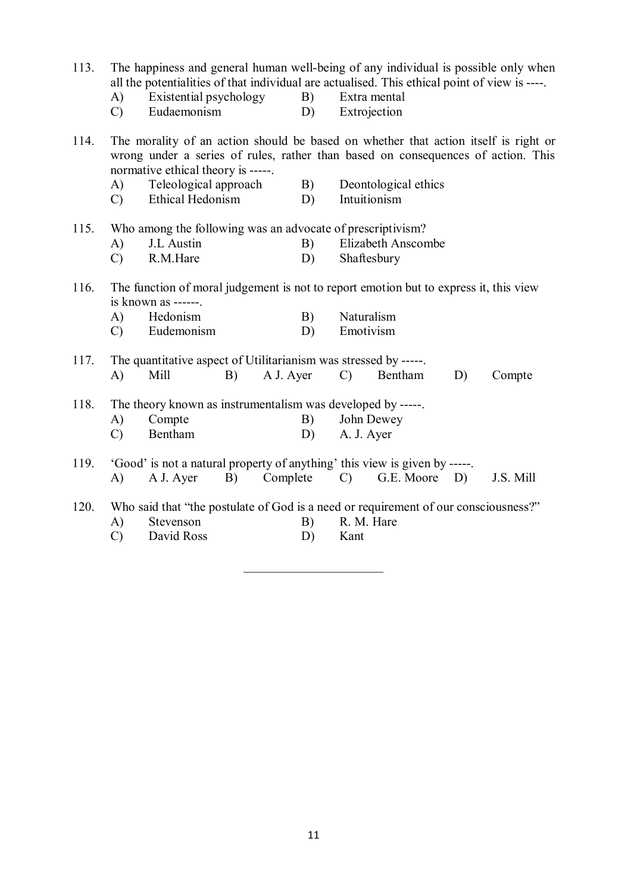113. The happiness and general human well-being of any individual is possible only when all the potentialities of that individual are actualised. This ethical point of view is ----.

A) Existential psychology  B) Extra mental
C) Eudaemonism  D) Extrojection

114. The morality of an action should be based on whether that action itself is right or wrong under a series of rules, rather than based on consequences of action. This normative ethical theory is -----.

A) Teleological approach  B) Deontological ethics
C) Ethical Hedonism  D) Intuitionism

115. Who among the following was an advocate of prescriptivism?

A) J.L Austin  B) Elizabeth Anscombe
C) R.M.Hare  D) Shaftesbury

116. The function of moral judgement is not to report emotion but to express it, this view is known as ------.

A) Hedonism  B) Naturalism
C) Eudemonism  D) Emotivism

117. The quantitative aspect of Utilitarianism was stressed by -----.

A) Mill  B) A J. Ayer  C) Bentham  D) Compte

118. The theory known as instrumentalism was developed by -----.

A) Compte  B) John Dewey
C) Bentham  D) A. J. Ayer

119. 'Good' is not a natural property of anything' this view is given by -----.

A) A J. Ayer  B) Complete  C) G.E. Moore  D) J.S. Mill

120. Who said that "the postulate of God is a need or requirement of our consciousness?"

A) Stevenson  B) R. M. Hare
C) David Ross  D) Kant

---